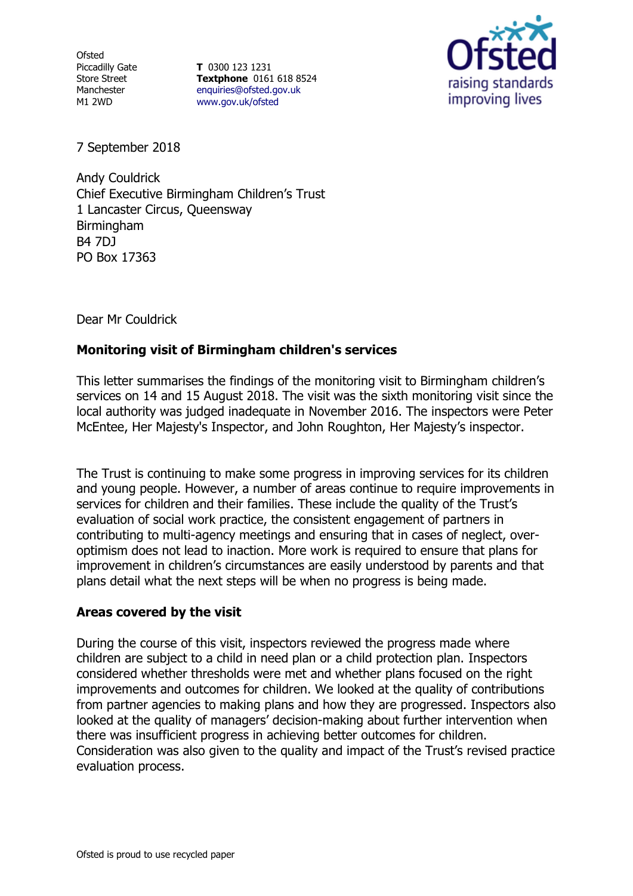Ofsted
Piccadilly Gate
Store Street
Manchester
M1 2WD

**T** 0300 123 1231
**Textphone** 0161 618 8524
enquiries@ofsted.gov.uk
www.gov.uk/ofsted

7 September 2018

Andy Couldrick
Chief Executive Birmingham Children's Trust
1 Lancaster Circus, Queensway
Birmingham
B4 7DJ
PO Box 17363

Dear Mr Couldrick

**Monitoring visit of Birmingham children's services**

This letter summarises the findings of the monitoring visit to Birmingham children's services on 14 and 15 August 2018. The visit was the sixth monitoring visit since the local authority was judged inadequate in November 2016. The inspectors were Peter McEntee, Her Majesty's Inspector, and John Roughton, Her Majesty's inspector.

The Trust is continuing to make some progress in improving services for its children and young people. However, a number of areas continue to require improvements in services for children and their families. These include the quality of the Trust's evaluation of social work practice, the consistent engagement of partners in contributing to multi-agency meetings and ensuring that in cases of neglect, over-optimism does not lead to inaction. More work is required to ensure that plans for improvement in children's circumstances are easily understood by parents and that plans detail what the next steps will be when no progress is being made.

**Areas covered by the visit**

During the course of this visit, inspectors reviewed the progress made where children are subject to a child in need plan or a child protection plan. Inspectors considered whether thresholds were met and whether plans focused on the right improvements and outcomes for children. We looked at the quality of contributions from partner agencies to making plans and how they are progressed. Inspectors also looked at the quality of managers' decision-making about further intervention when there was insufficient progress in achieving better outcomes for children. Consideration was also given to the quality and impact of the Trust's revised practice evaluation process.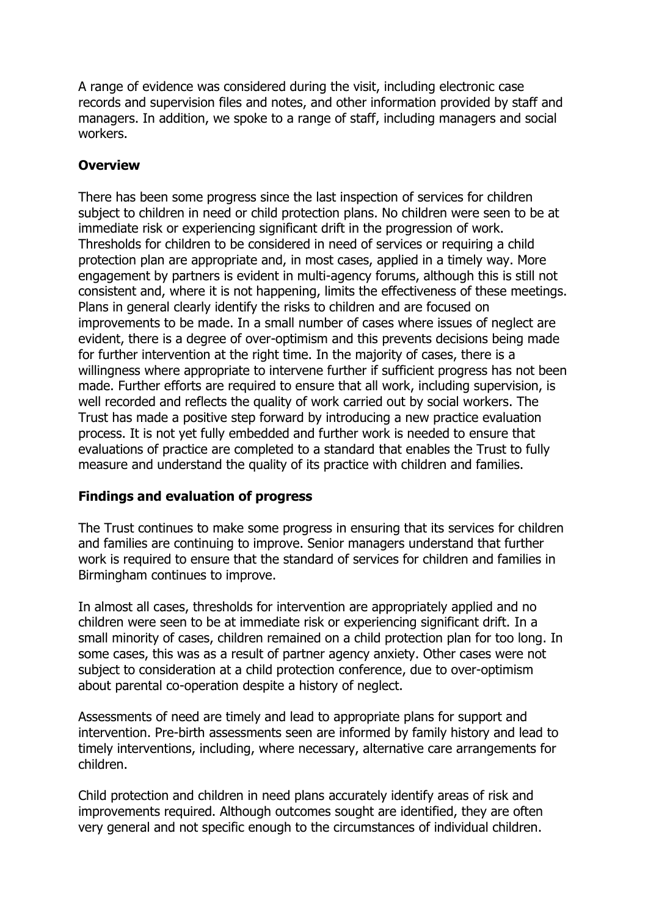A range of evidence was considered during the visit, including electronic case records and supervision files and notes, and other information provided by staff and managers. In addition, we spoke to a range of staff, including managers and social workers.

## Overview

There has been some progress since the last inspection of services for children subject to children in need or child protection plans. No children were seen to be at immediate risk or experiencing significant drift in the progression of work. Thresholds for children to be considered in need of services or requiring a child protection plan are appropriate and, in most cases, applied in a timely way. More engagement by partners is evident in multi-agency forums, although this is still not consistent and, where it is not happening, limits the effectiveness of these meetings. Plans in general clearly identify the risks to children and are focused on improvements to be made. In a small number of cases where issues of neglect are evident, there is a degree of over-optimism and this prevents decisions being made for further intervention at the right time. In the majority of cases, there is a willingness where appropriate to intervene further if sufficient progress has not been made. Further efforts are required to ensure that all work, including supervision, is well recorded and reflects the quality of work carried out by social workers. The Trust has made a positive step forward by introducing a new practice evaluation process. It is not yet fully embedded and further work is needed to ensure that evaluations of practice are completed to a standard that enables the Trust to fully measure and understand the quality of its practice with children and families.

## Findings and evaluation of progress

The Trust continues to make some progress in ensuring that its services for children and families are continuing to improve. Senior managers understand that further work is required to ensure that the standard of services for children and families in Birmingham continues to improve.

In almost all cases, thresholds for intervention are appropriately applied and no children were seen to be at immediate risk or experiencing significant drift. In a small minority of cases, children remained on a child protection plan for too long. In some cases, this was as a result of partner agency anxiety. Other cases were not subject to consideration at a child protection conference, due to over-optimism about parental co-operation despite a history of neglect.

Assessments of need are timely and lead to appropriate plans for support and intervention. Pre-birth assessments seen are informed by family history and lead to timely interventions, including, where necessary, alternative care arrangements for children.

Child protection and children in need plans accurately identify areas of risk and improvements required. Although outcomes sought are identified, they are often very general and not specific enough to the circumstances of individual children.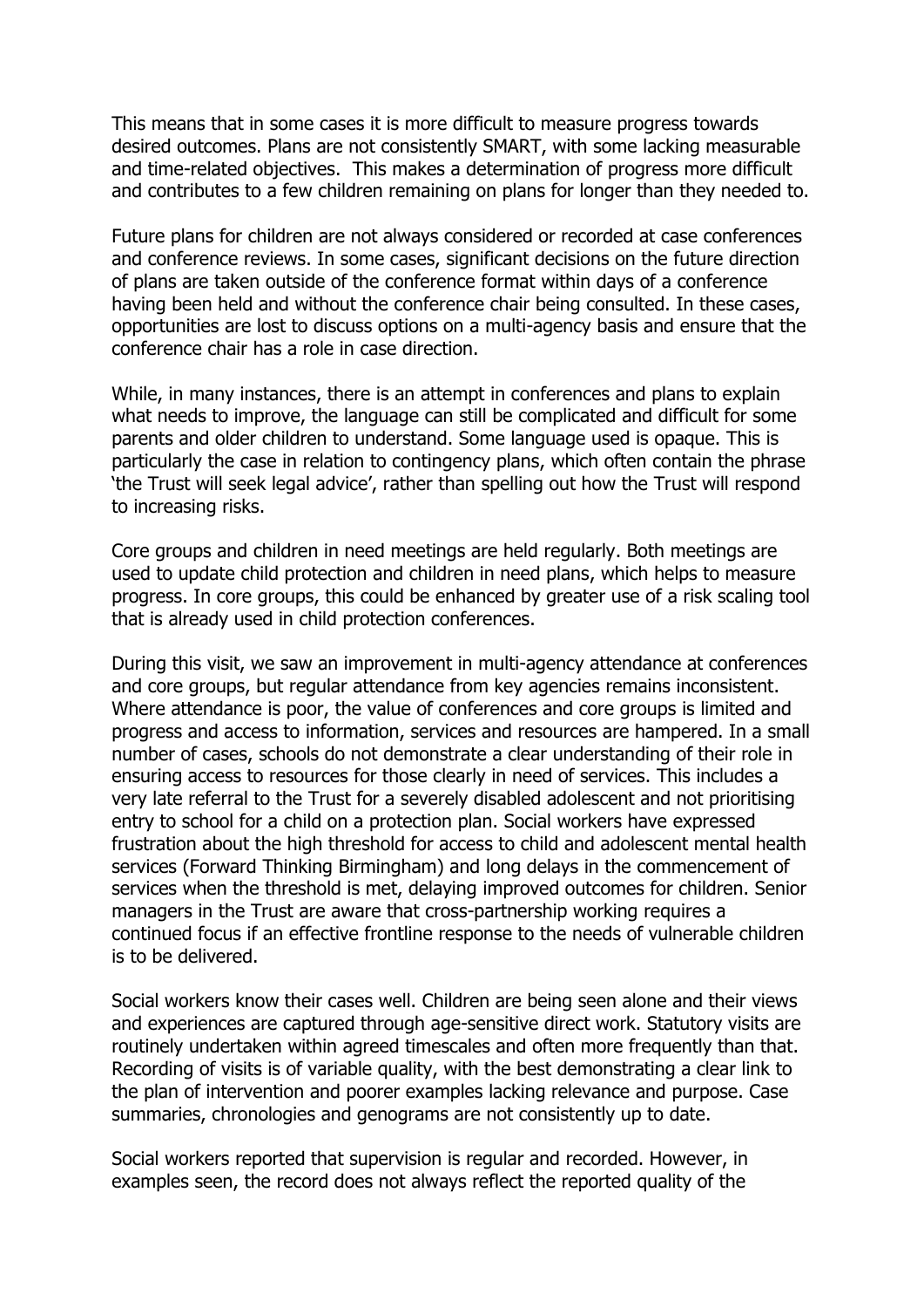This means that in some cases it is more difficult to measure progress towards desired outcomes. Plans are not consistently SMART, with some lacking measurable and time-related objectives. This makes a determination of progress more difficult and contributes to a few children remaining on plans for longer than they needed to.

Future plans for children are not always considered or recorded at case conferences and conference reviews. In some cases, significant decisions on the future direction of plans are taken outside of the conference format within days of a conference having been held and without the conference chair being consulted. In these cases, opportunities are lost to discuss options on a multi-agency basis and ensure that the conference chair has a role in case direction.

While, in many instances, there is an attempt in conferences and plans to explain what needs to improve, the language can still be complicated and difficult for some parents and older children to understand. Some language used is opaque. This is particularly the case in relation to contingency plans, which often contain the phrase 'the Trust will seek legal advice', rather than spelling out how the Trust will respond to increasing risks.

Core groups and children in need meetings are held regularly. Both meetings are used to update child protection and children in need plans, which helps to measure progress. In core groups, this could be enhanced by greater use of a risk scaling tool that is already used in child protection conferences.

During this visit, we saw an improvement in multi-agency attendance at conferences and core groups, but regular attendance from key agencies remains inconsistent. Where attendance is poor, the value of conferences and core groups is limited and progress and access to information, services and resources are hampered. In a small number of cases, schools do not demonstrate a clear understanding of their role in ensuring access to resources for those clearly in need of services. This includes a very late referral to the Trust for a severely disabled adolescent and not prioritising entry to school for a child on a protection plan. Social workers have expressed frustration about the high threshold for access to child and adolescent mental health services (Forward Thinking Birmingham) and long delays in the commencement of services when the threshold is met, delaying improved outcomes for children. Senior managers in the Trust are aware that cross-partnership working requires a continued focus if an effective frontline response to the needs of vulnerable children is to be delivered.

Social workers know their cases well. Children are being seen alone and their views and experiences are captured through age-sensitive direct work. Statutory visits are routinely undertaken within agreed timescales and often more frequently than that. Recording of visits is of variable quality, with the best demonstrating a clear link to the plan of intervention and poorer examples lacking relevance and purpose. Case summaries, chronologies and genograms are not consistently up to date.

Social workers reported that supervision is regular and recorded. However, in examples seen, the record does not always reflect the reported quality of the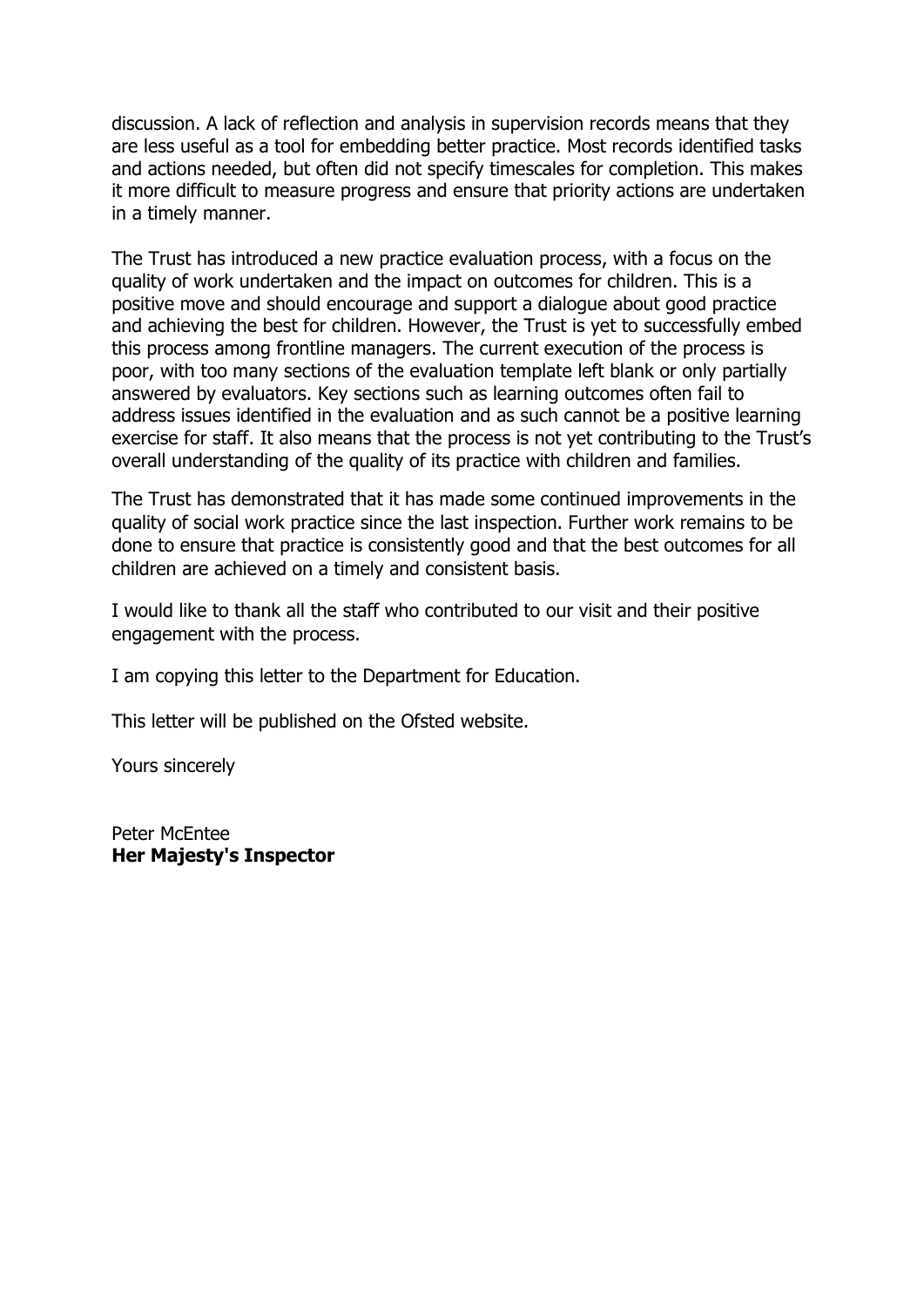discussion. A lack of reflection and analysis in supervision records means that they are less useful as a tool for embedding better practice. Most records identified tasks and actions needed, but often did not specify timescales for completion. This makes it more difficult to measure progress and ensure that priority actions are undertaken in a timely manner.

The Trust has introduced a new practice evaluation process, with a focus on the quality of work undertaken and the impact on outcomes for children. This is a positive move and should encourage and support a dialogue about good practice and achieving the best for children. However, the Trust is yet to successfully embed this process among frontline managers. The current execution of the process is poor, with too many sections of the evaluation template left blank or only partially answered by evaluators. Key sections such as learning outcomes often fail to address issues identified in the evaluation and as such cannot be a positive learning exercise for staff. It also means that the process is not yet contributing to the Trust's overall understanding of the quality of its practice with children and families.

The Trust has demonstrated that it has made some continued improvements in the quality of social work practice since the last inspection. Further work remains to be done to ensure that practice is consistently good and that the best outcomes for all children are achieved on a timely and consistent basis.

I would like to thank all the staff who contributed to our visit and their positive engagement with the process.

I am copying this letter to the Department for Education.

This letter will be published on the Ofsted website.

Yours sincerely

Peter McEntee
**Her Majesty's Inspector**